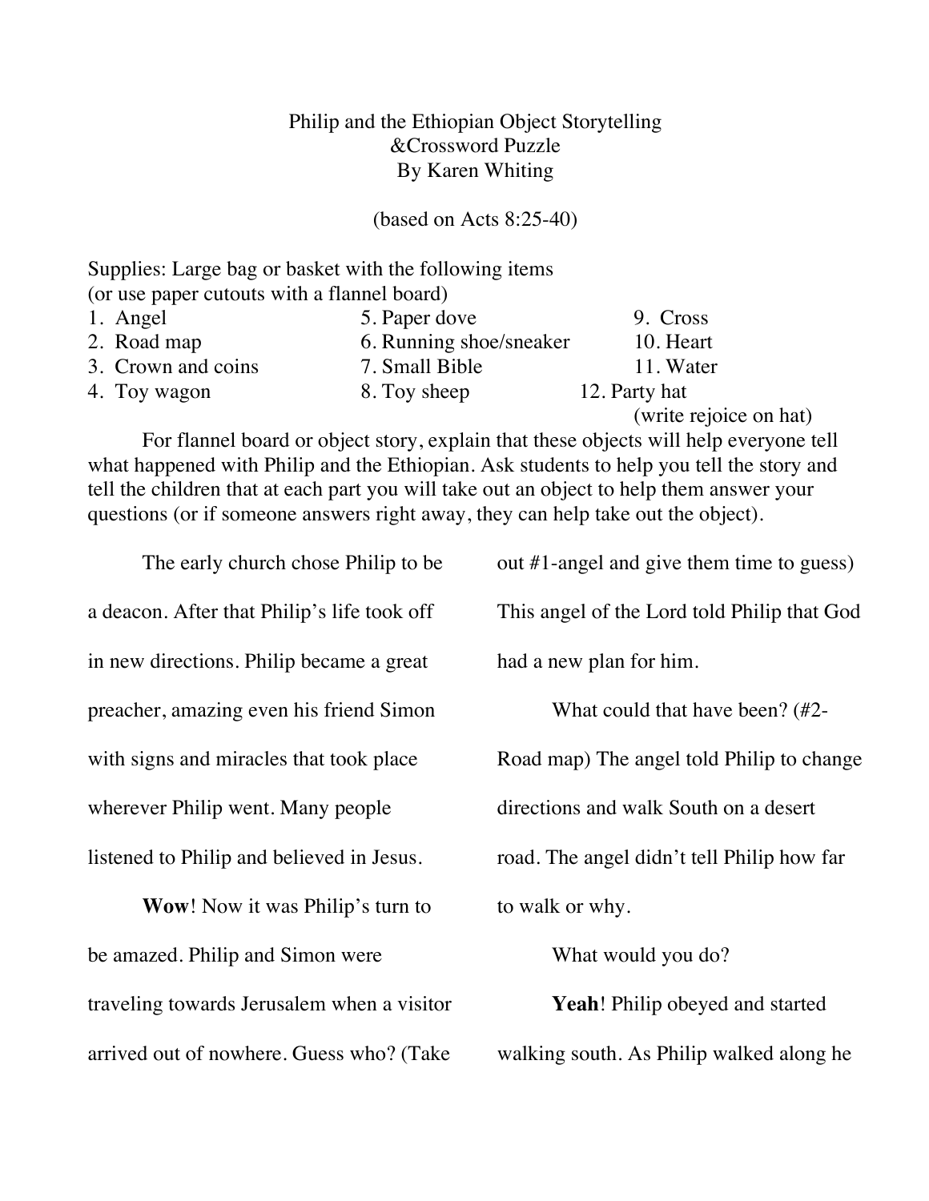# Philip and the Ethiopian Object Storytelling &Crossword Puzzle

By Karen Whiting

(based on Acts 8:25-40)

Supplies: Large bag or basket with the following items
(or use paper cutouts with a flannel board)

1. Angel
2. Road map
3. Crown and coins
4. Toy wagon
5. Paper dove
6. Running shoe/sneaker
7. Small Bible
8. Toy sheep
9. Cross
10. Heart
11. Water
12. Party hat (write rejoice on hat)

For flannel board or object story, explain that these objects will help everyone tell what happened with Philip and the Ethiopian. Ask students to help you tell the story and tell the children that at each part you will take out an object to help them answer your questions (or if someone answers right away, they can help take out the object).

The early church chose Philip to be a deacon. After that Philip's life took off in new directions. Philip became a great preacher, amazing even his friend Simon with signs and miracles that took place wherever Philip went. Many people listened to Philip and believed in Jesus.

**Wow**! Now it was Philip's turn to be amazed. Philip and Simon were traveling towards Jerusalem when a visitor arrived out of nowhere. Guess who? (Take out #1-angel and give them time to guess) This angel of the Lord told Philip that God had a new plan for him.

What could that have been? (#2-Road map) The angel told Philip to change directions and walk South on a desert road. The angel didn't tell Philip how far to walk or why.

What would you do?

**Yeah**! Philip obeyed and started walking south. As Philip walked along he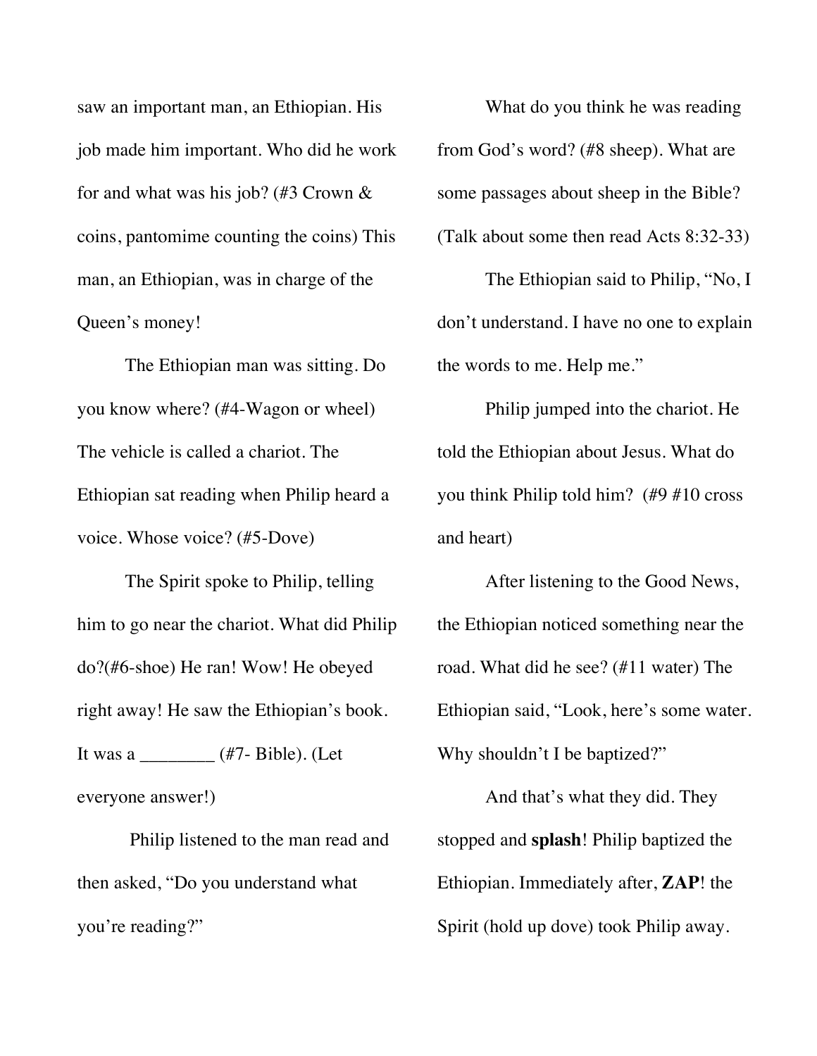saw an important man, an Ethiopian. His job made him important. Who did he work for and what was his job? (#3 Crown & coins, pantomime counting the coins) This man, an Ethiopian, was in charge of the Queen's money!

The Ethiopian man was sitting. Do you know where? (#4-Wagon or wheel) The vehicle is called a chariot. The Ethiopian sat reading when Philip heard a voice. Whose voice? (#5-Dove)

The Spirit spoke to Philip, telling him to go near the chariot. What did Philip do?(#6-shoe) He ran! Wow! He obeyed right away! He saw the Ethiopian's book. It was a ________ (#7- Bible). (Let everyone answer!)

Philip listened to the man read and then asked, "Do you understand what you're reading?"

What do you think he was reading from God's word? (#8 sheep). What are some passages about sheep in the Bible? (Talk about some then read Acts 8:32-33)

The Ethiopian said to Philip, "No, I don't understand. I have no one to explain the words to me. Help me."

Philip jumped into the chariot. He told the Ethiopian about Jesus. What do you think Philip told him? (#9 #10 cross and heart)

After listening to the Good News, the Ethiopian noticed something near the road. What did he see? (#11 water) The Ethiopian said, "Look, here's some water. Why shouldn't I be baptized?"

And that's what they did. They stopped and **splash**! Philip baptized the Ethiopian. Immediately after, **ZAP**! the Spirit (hold up dove) took Philip away.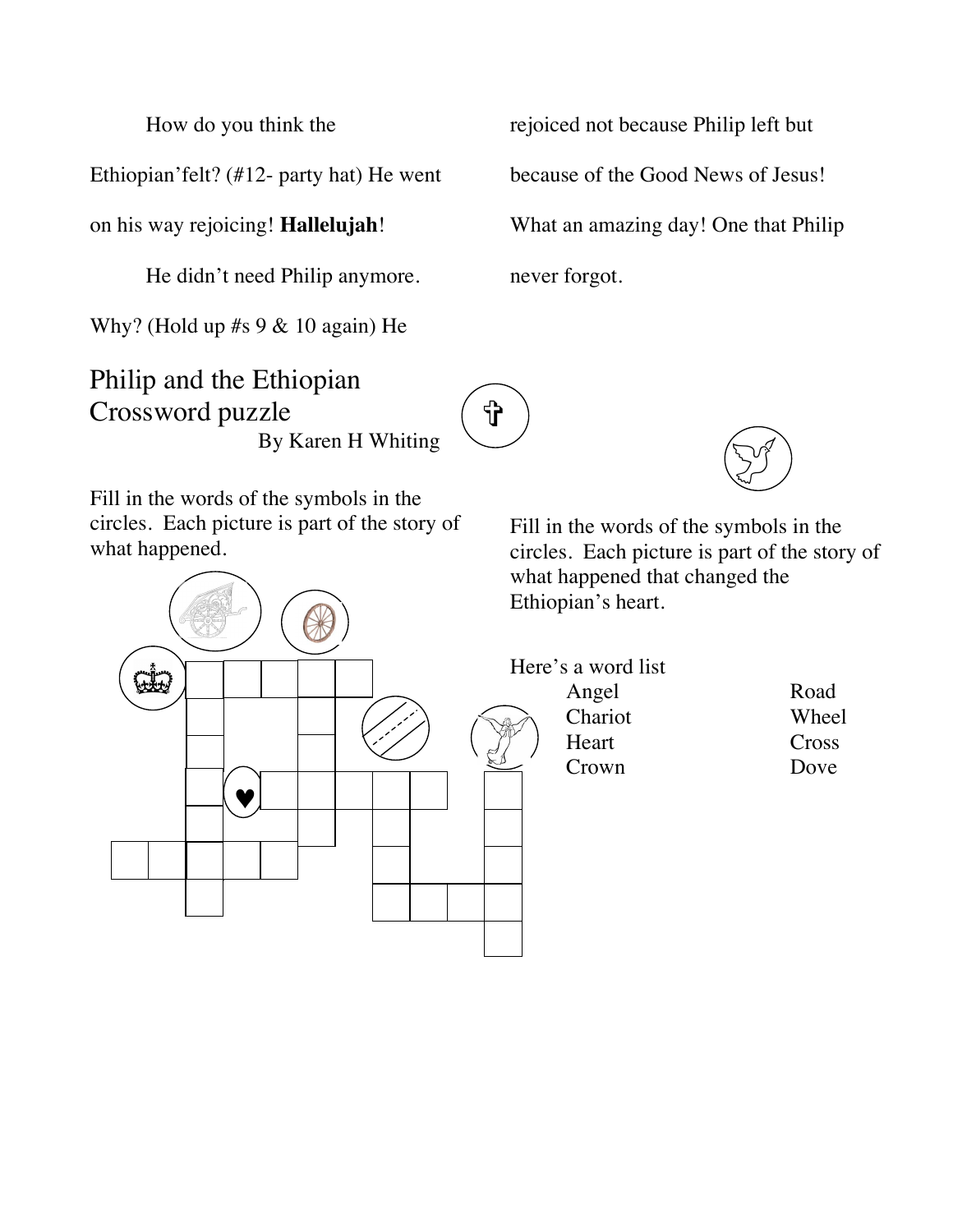How do you think the Ethiopian'felt? (#12- party hat) He went on his way rejoicing! **Hallelujah**!

He didn't need Philip anymore. Why? (Hold up #s 9 & 10 again) He rejoiced not because Philip left but because of the Good News of Jesus! What an amazing day! One that Philip never forgot.

# Philip and the Ethiopian Crossword puzzle

By Karen H Whiting

Fill in the words of the symbols in the circles. Each picture is part of the story of what happened.

Fill in the words of the symbols in the circles. Each picture is part of the story of what happened that changed the Ethiopian's heart.

Here's a word list

| | |
|---|---|
| Angel | Road |
| Chariot | Wheel |
| Heart | Cross |
| Crown | Dove |